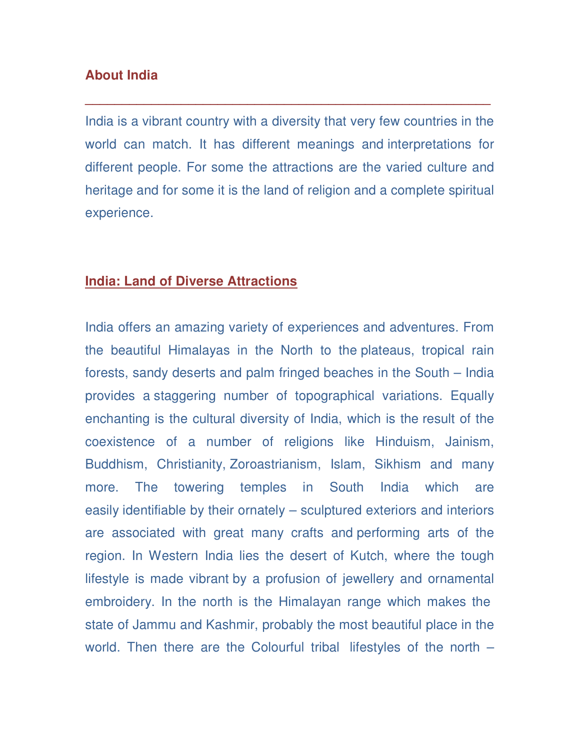## About India

---

India is a vibrant country with a diversity that very few countries in the world can match. It has different meanings and interpretations for different people. For some the attractions are the varied culture and heritage and for some it is the land of religion and a complete spiritual experience.

## India: Land of Diverse Attractions

India offers an amazing variety of experiences and adventures. From the beautiful Himalayas in the North to the plateaus, tropical rain forests, sandy deserts and palm fringed beaches in the South – India provides a staggering number of topographical variations. Equally enchanting is the cultural diversity of India, which is the result of the coexistence of a number of religions like Hinduism, Jainism, Buddhism, Christianity, Zoroastrianism, Islam, Sikhism and many more. The towering temples in South India which are easily identifiable by their ornately – sculptured exteriors and interiors are associated with great many crafts and performing arts of the region. In Western India lies the desert of Kutch, where the tough lifestyle is made vibrant by a profusion of jewellery and ornamental embroidery. In the north is the Himalayan range which makes the state of Jammu and Kashmir, probably the most beautiful place in the world. Then there are the Colourful tribal lifestyles of the north –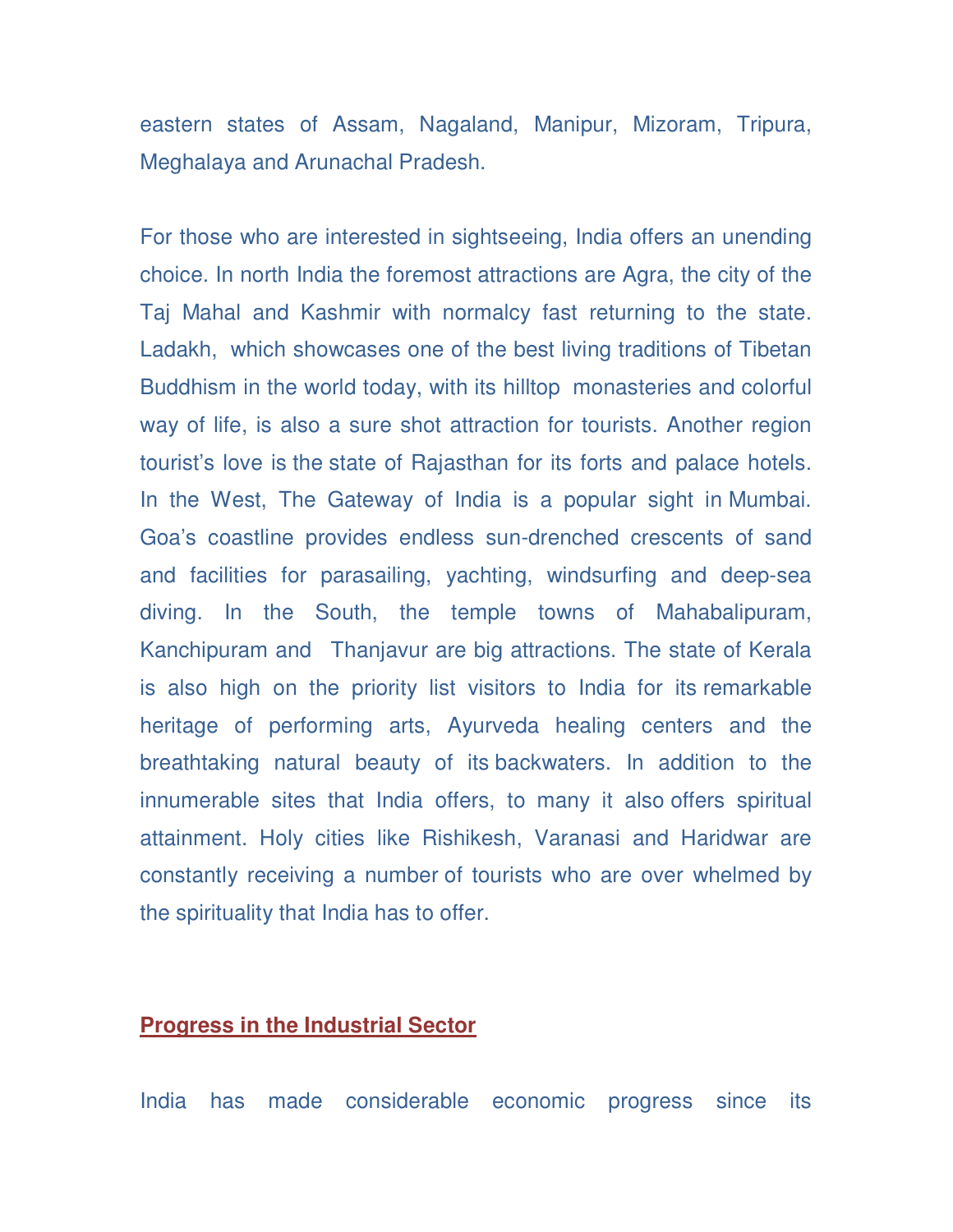eastern states of Assam, Nagaland, Manipur, Mizoram, Tripura, Meghalaya and Arunachal Pradesh.

For those who are interested in sightseeing, India offers an unending choice. In north India the foremost attractions are Agra, the city of the Taj Mahal and Kashmir with normalcy fast returning to the state. Ladakh, which showcases one of the best living traditions of Tibetan Buddhism in the world today, with its hilltop monasteries and colorful way of life, is also a sure shot attraction for tourists. Another region tourist's love is the state of Rajasthan for its forts and palace hotels. In the West, The Gateway of India is a popular sight in Mumbai. Goa's coastline provides endless sun-drenched crescents of sand and facilities for parasailing, yachting, windsurfing and deep-sea diving. In the South, the temple towns of Mahabalipuram, Kanchipuram and Thanjavur are big attractions. The state of Kerala is also high on the priority list visitors to India for its remarkable heritage of performing arts, Ayurveda healing centers and the breathtaking natural beauty of its backwaters. In addition to the innumerable sites that India offers, to many it also offers spiritual attainment. Holy cities like Rishikesh, Varanasi and Haridwar are constantly receiving a number of tourists who are over whelmed by the spirituality that India has to offer.

## Progress in the Industrial Sector

India has made considerable economic progress since its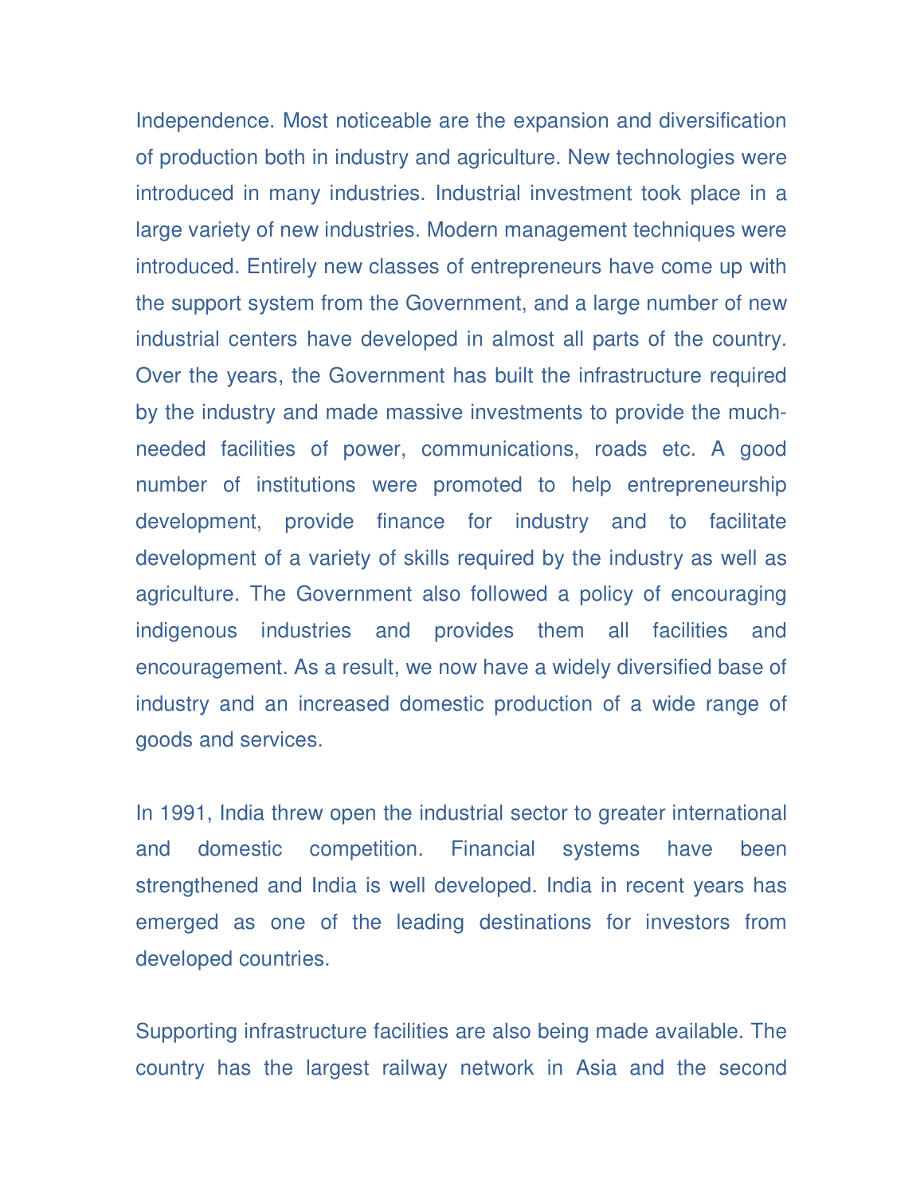Independence. Most noticeable are the expansion and diversification of production both in industry and agriculture. New technologies were introduced in many industries. Industrial investment took place in a large variety of new industries. Modern management techniques were introduced. Entirely new classes of entrepreneurs have come up with the support system from the Government, and a large number of new industrial centers have developed in almost all parts of the country. Over the years, the Government has built the infrastructure required by the industry and made massive investments to provide the much-needed facilities of power, communications, roads etc. A good number of institutions were promoted to help entrepreneurship development, provide finance for industry and to facilitate development of a variety of skills required by the industry as well as agriculture. The Government also followed a policy of encouraging indigenous industries and provides them all facilities and encouragement. As a result, we now have a widely diversified base of industry and an increased domestic production of a wide range of goods and services.

In 1991, India threw open the industrial sector to greater international and domestic competition. Financial systems have been strengthened and India is well developed. India in recent years has emerged as one of the leading destinations for investors from developed countries.

Supporting infrastructure facilities are also being made available. The country has the largest railway network in Asia and the second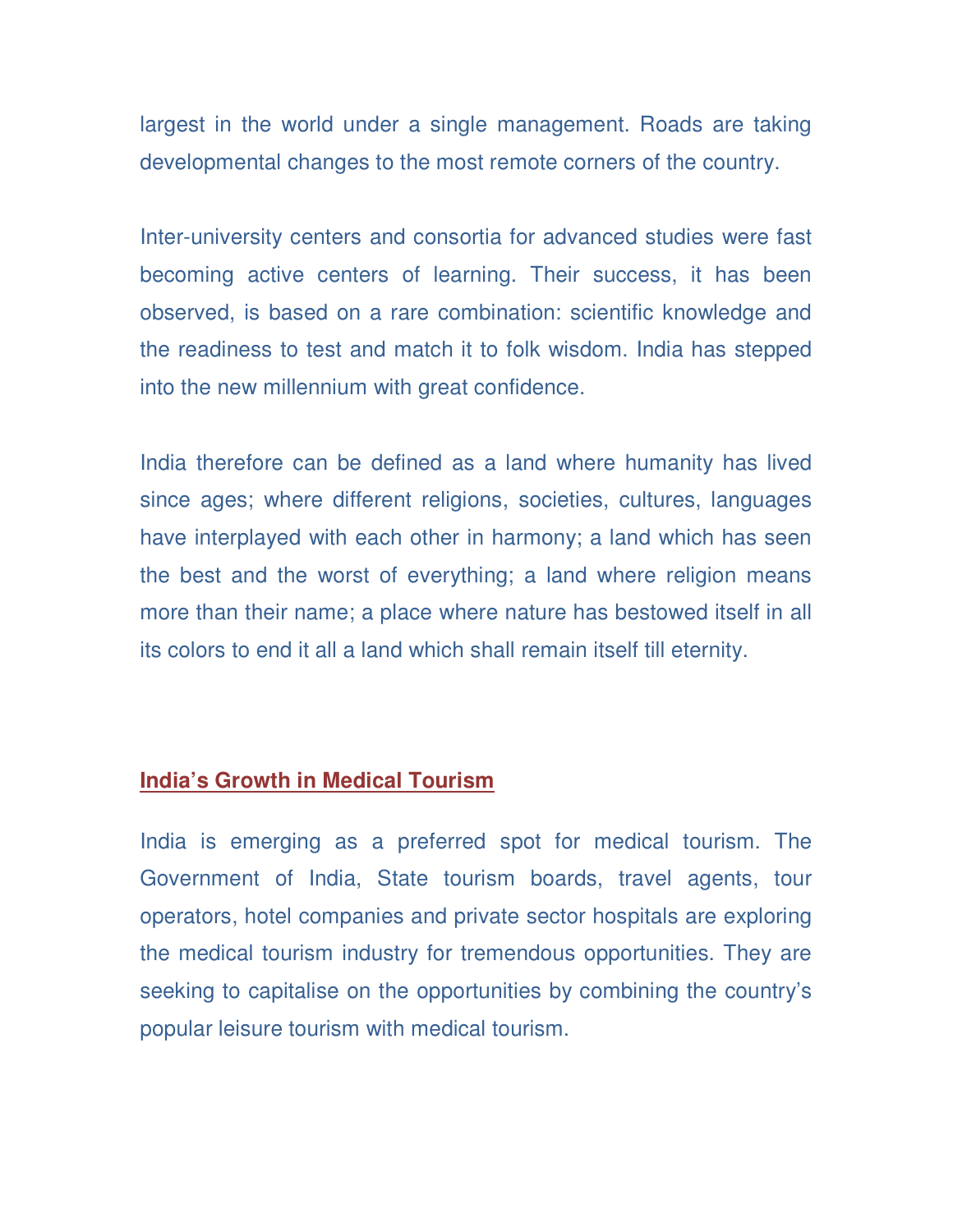largest in the world under a single management. Roads are taking developmental changes to the most remote corners of the country.

Inter-university centers and consortia for advanced studies were fast becoming active centers of learning. Their success, it has been observed, is based on a rare combination: scientific knowledge and the readiness to test and match it to folk wisdom. India has stepped into the new millennium with great confidence.

India therefore can be defined as a land where humanity has lived since ages; where different religions, societies, cultures, languages have interplayed with each other in harmony; a land which has seen the best and the worst of everything; a land where religion means more than their name; a place where nature has bestowed itself in all its colors to end it all a land which shall remain itself till eternity.

## India's Growth in Medical Tourism

India is emerging as a preferred spot for medical tourism. The Government of India, State tourism boards, travel agents, tour operators, hotel companies and private sector hospitals are exploring the medical tourism industry for tremendous opportunities. They are seeking to capitalise on the opportunities by combining the country's popular leisure tourism with medical tourism.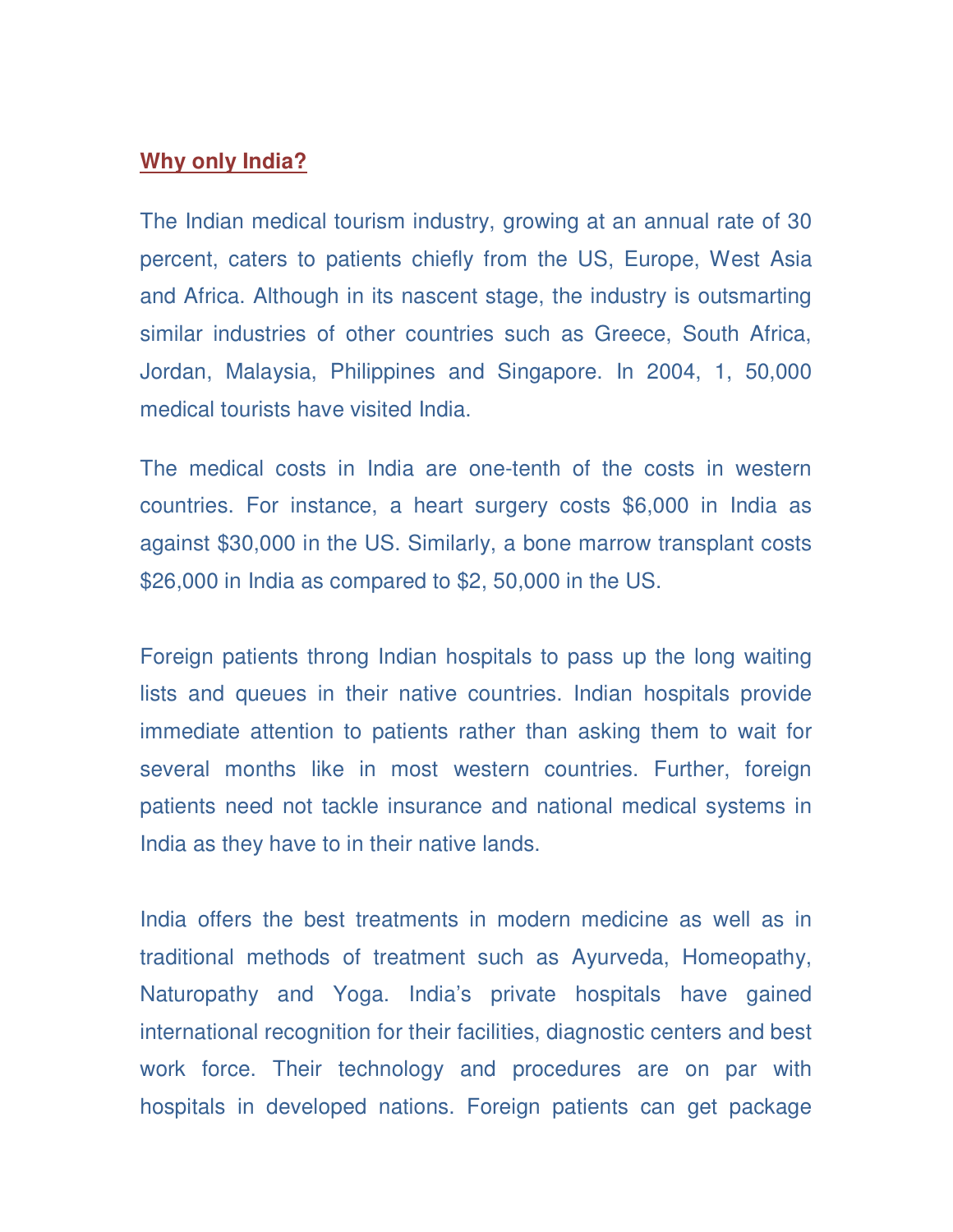## Why only India?

The Indian medical tourism industry, growing at an annual rate of 30 percent, caters to patients chiefly from the US, Europe, West Asia and Africa. Although in its nascent stage, the industry is outsmarting similar industries of other countries such as Greece, South Africa, Jordan, Malaysia, Philippines and Singapore. In 2004, 1, 50,000 medical tourists have visited India.

The medical costs in India are one-tenth of the costs in western countries. For instance, a heart surgery costs $6,000 in India as against $30,000 in the US. Similarly, a bone marrow transplant costs $26,000 in India as compared to $2, 50,000 in the US.

Foreign patients throng Indian hospitals to pass up the long waiting lists and queues in their native countries. Indian hospitals provide immediate attention to patients rather than asking them to wait for several months like in most western countries. Further, foreign patients need not tackle insurance and national medical systems in India as they have to in their native lands.

India offers the best treatments in modern medicine as well as in traditional methods of treatment such as Ayurveda, Homeopathy, Naturopathy and Yoga. India's private hospitals have gained international recognition for their facilities, diagnostic centers and best work force. Their technology and procedures are on par with hospitals in developed nations. Foreign patients can get package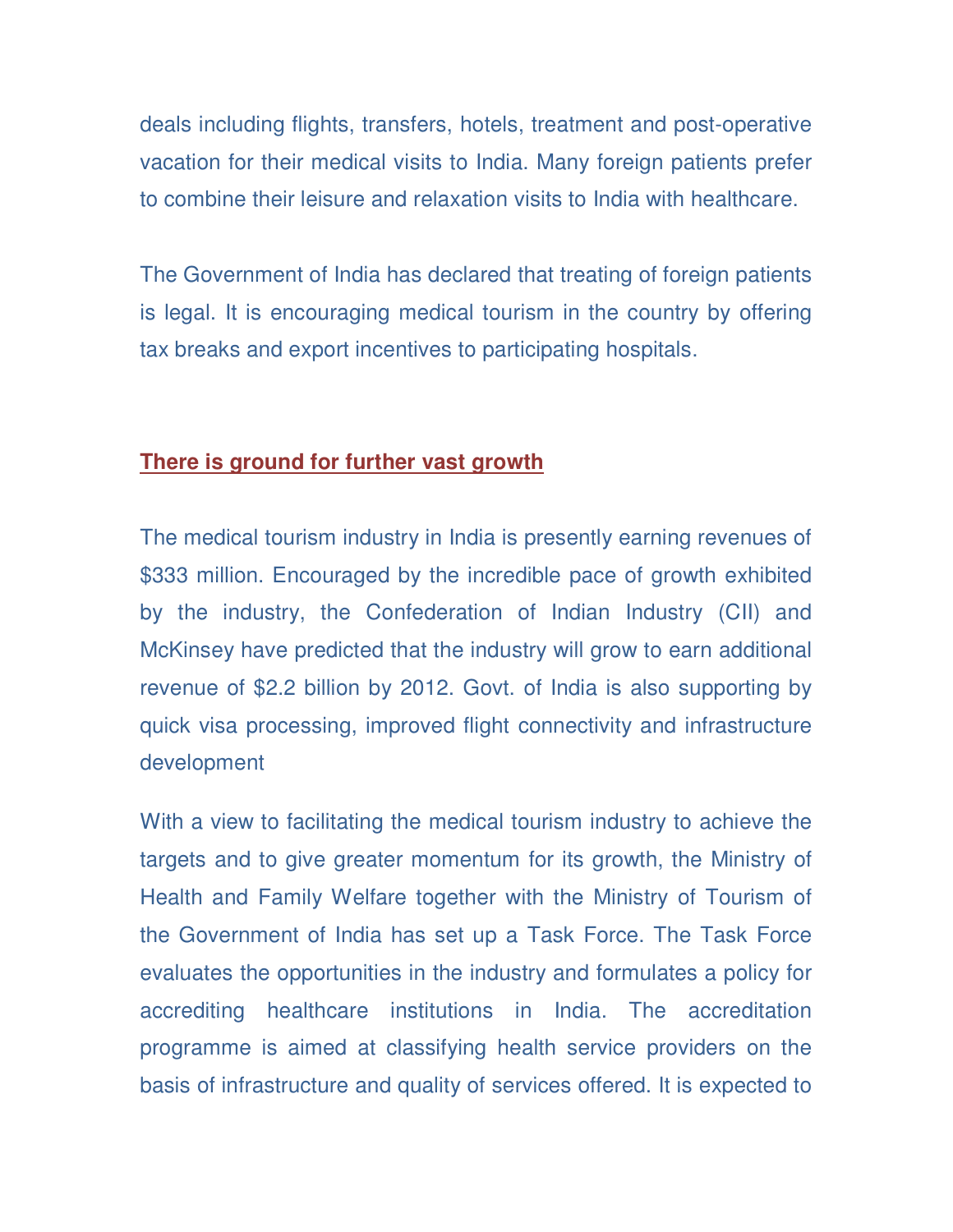deals including flights, transfers, hotels, treatment and post-operative vacation for their medical visits to India. Many foreign patients prefer to combine their leisure and relaxation visits to India with healthcare.

The Government of India has declared that treating of foreign patients is legal. It is encouraging medical tourism in the country by offering tax breaks and export incentives to participating hospitals.

## There is ground for further vast growth

The medical tourism industry in India is presently earning revenues of $333 million. Encouraged by the incredible pace of growth exhibited by the industry, the Confederation of Indian Industry (CII) and McKinsey have predicted that the industry will grow to earn additional revenue of $2.2 billion by 2012. Govt. of India is also supporting by quick visa processing, improved flight connectivity and infrastructure development

With a view to facilitating the medical tourism industry to achieve the targets and to give greater momentum for its growth, the Ministry of Health and Family Welfare together with the Ministry of Tourism of the Government of India has set up a Task Force. The Task Force evaluates the opportunities in the industry and formulates a policy for accrediting healthcare institutions in India. The accreditation programme is aimed at classifying health service providers on the basis of infrastructure and quality of services offered. It is expected to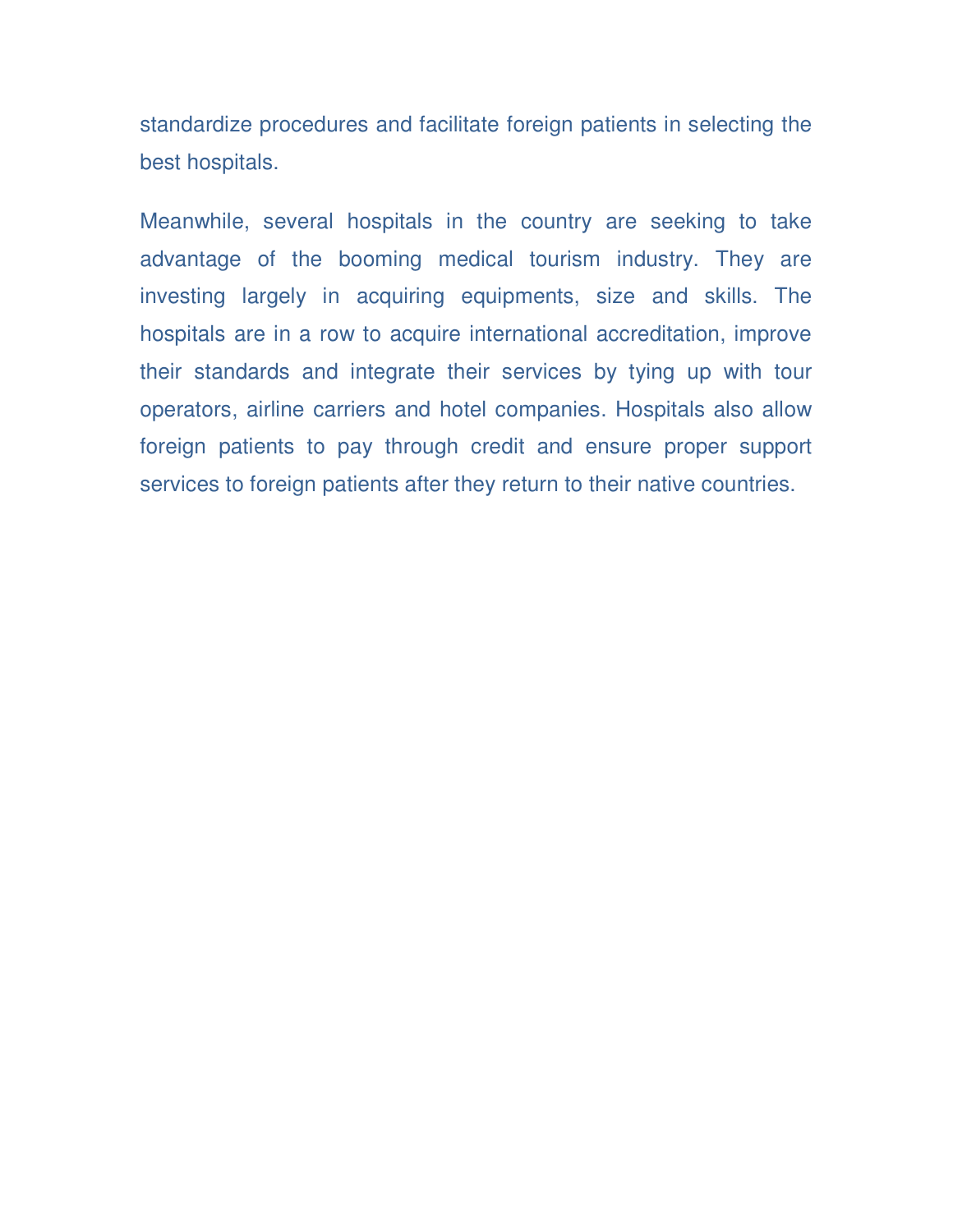standardize procedures and facilitate foreign patients in selecting the best hospitals.

Meanwhile, several hospitals in the country are seeking to take advantage of the booming medical tourism industry. They are investing largely in acquiring equipments, size and skills. The hospitals are in a row to acquire international accreditation, improve their standards and integrate their services by tying up with tour operators, airline carriers and hotel companies. Hospitals also allow foreign patients to pay through credit and ensure proper support services to foreign patients after they return to their native countries.